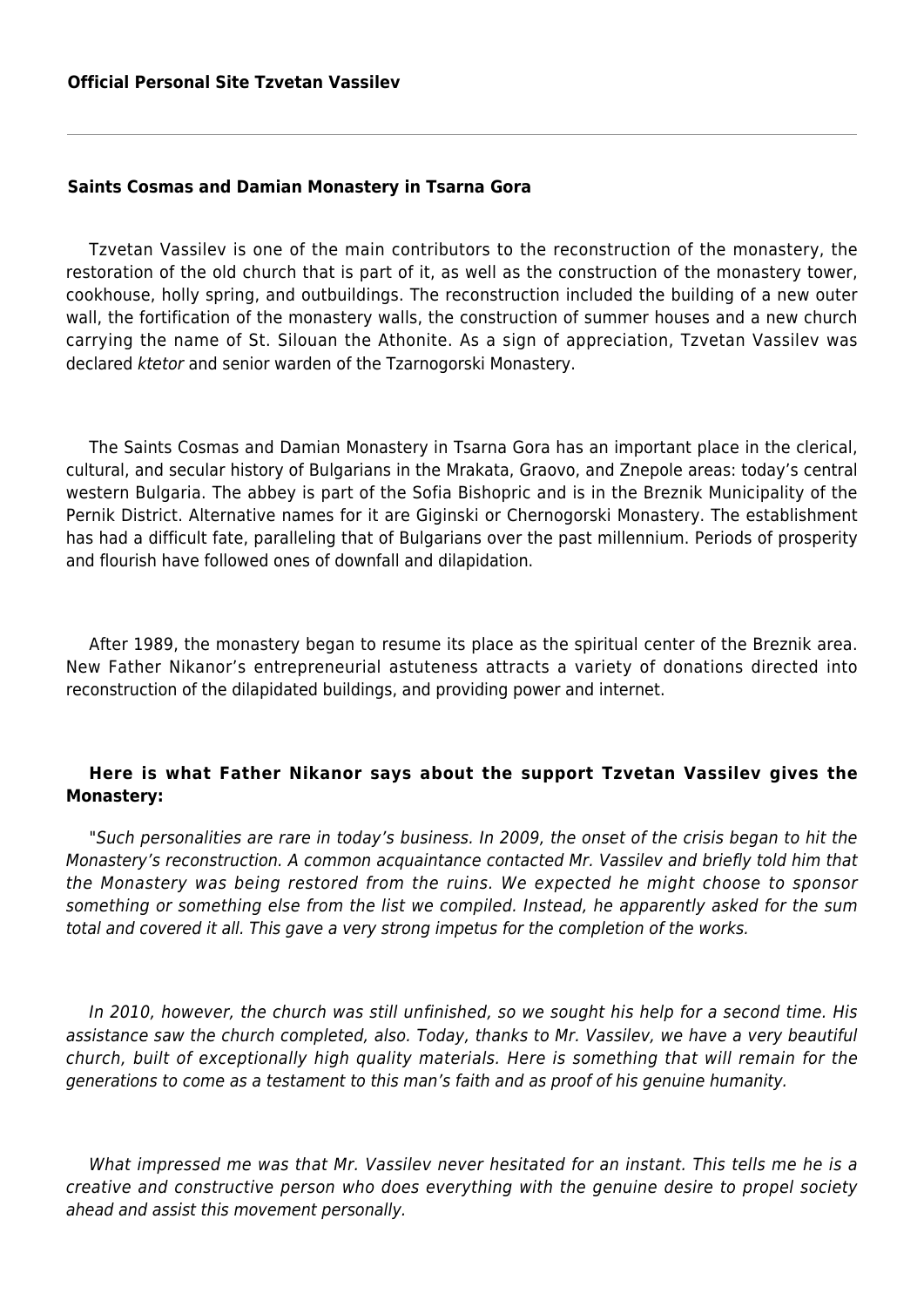**Official Personal Site Tzvetan Vassilev**

---

## Saints Cosmas and Damian Monastery in Tsarna Gora

Tzvetan Vassilev is one of the main contributors to the reconstruction of the monastery, the restoration of the old church that is part of it, as well as the construction of the monastery tower, cookhouse, holly spring, and outbuildings. The reconstruction included the building of a new outer wall, the fortification of the monastery walls, the construction of summer houses and a new church carrying the name of St. Silouan the Athonite. As a sign of appreciation, Tzvetan Vassilev was declared *ktetor* and senior warden of the Tzarnogorski Monastery.

The Saints Cosmas and Damian Monastery in Tsarna Gora has an important place in the clerical, cultural, and secular history of Bulgarians in the Mrakata, Graovo, and Znepole areas: today's central western Bulgaria. The abbey is part of the Sofia Bishopric and is in the Breznik Municipality of the Pernik District. Alternative names for it are Giginski or Chernogorski Monastery. The establishment has had a difficult fate, paralleling that of Bulgarians over the past millennium. Periods of prosperity and flourish have followed ones of downfall and dilapidation.

After 1989, the monastery began to resume its place as the spiritual center of the Breznik area. New Father Nikanor's entrepreneurial astuteness attracts a variety of donations directed into reconstruction of the dilapidated buildings, and providing power and internet.

**Here is what Father Nikanor says about the support Tzvetan Vassilev gives the Monastery:**

*"Such personalities are rare in today's business. In 2009, the onset of the crisis began to hit the Monastery's reconstruction. A common acquaintance contacted Mr. Vassilev and briefly told him that the Monastery was being restored from the ruins. We expected he might choose to sponsor something or something else from the list we compiled. Instead, he apparently asked for the sum total and covered it all. This gave a very strong impetus for the completion of the works.*

*In 2010, however, the church was still unfinished, so we sought his help for a second time. His assistance saw the church completed, also. Today, thanks to Mr. Vassilev, we have a very beautiful church, built of exceptionally high quality materials. Here is something that will remain for the generations to come as a testament to this man's faith and as proof of his genuine humanity.*

*What impressed me was that Mr. Vassilev never hesitated for an instant. This tells me he is a creative and constructive person who does everything with the genuine desire to propel society ahead and assist this movement personally.*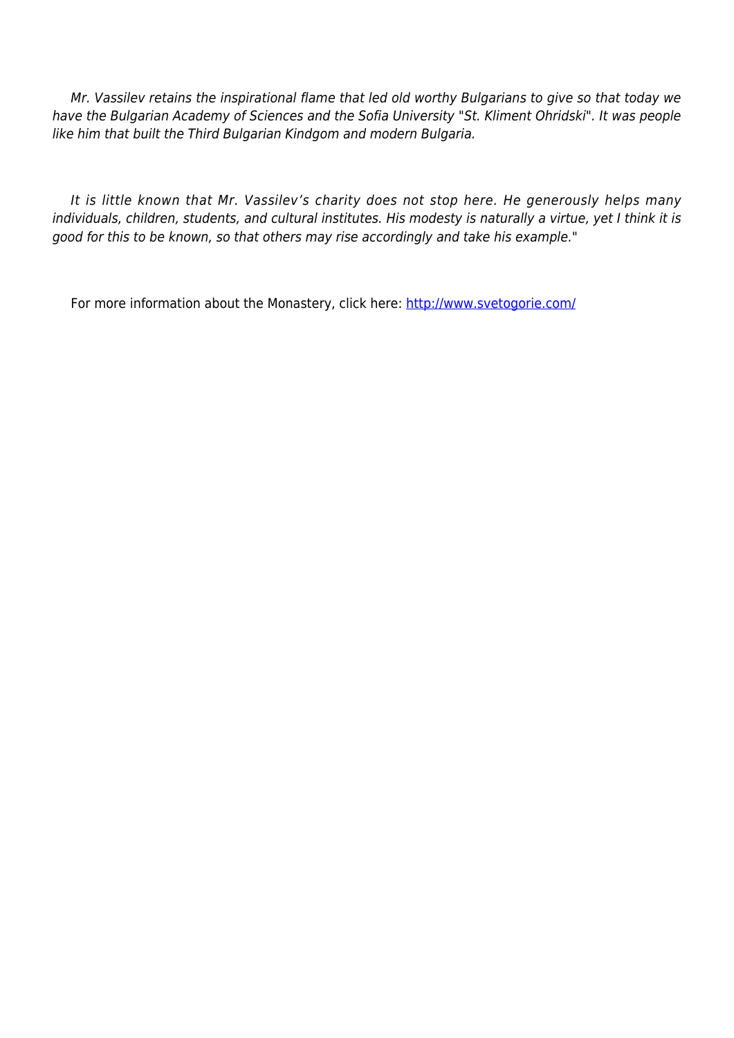*Mr. Vassilev retains the inspirational flame that led old worthy Bulgarians to give so that today we have the Bulgarian Academy of Sciences and the Sofia University "St. Kliment Ohridski". It was people like him that built the Third Bulgarian Kindgom and modern Bulgaria.*

*It is little known that Mr. Vassilev's charity does not stop here. He generously helps many individuals, children, students, and cultural institutes. His modesty is naturally a virtue, yet I think it is good for this to be known, so that others may rise accordingly and take his example.*"

For more information about the Monastery, click here: [http://www.svetogorie.com/](http://www.svetogorie.com/)